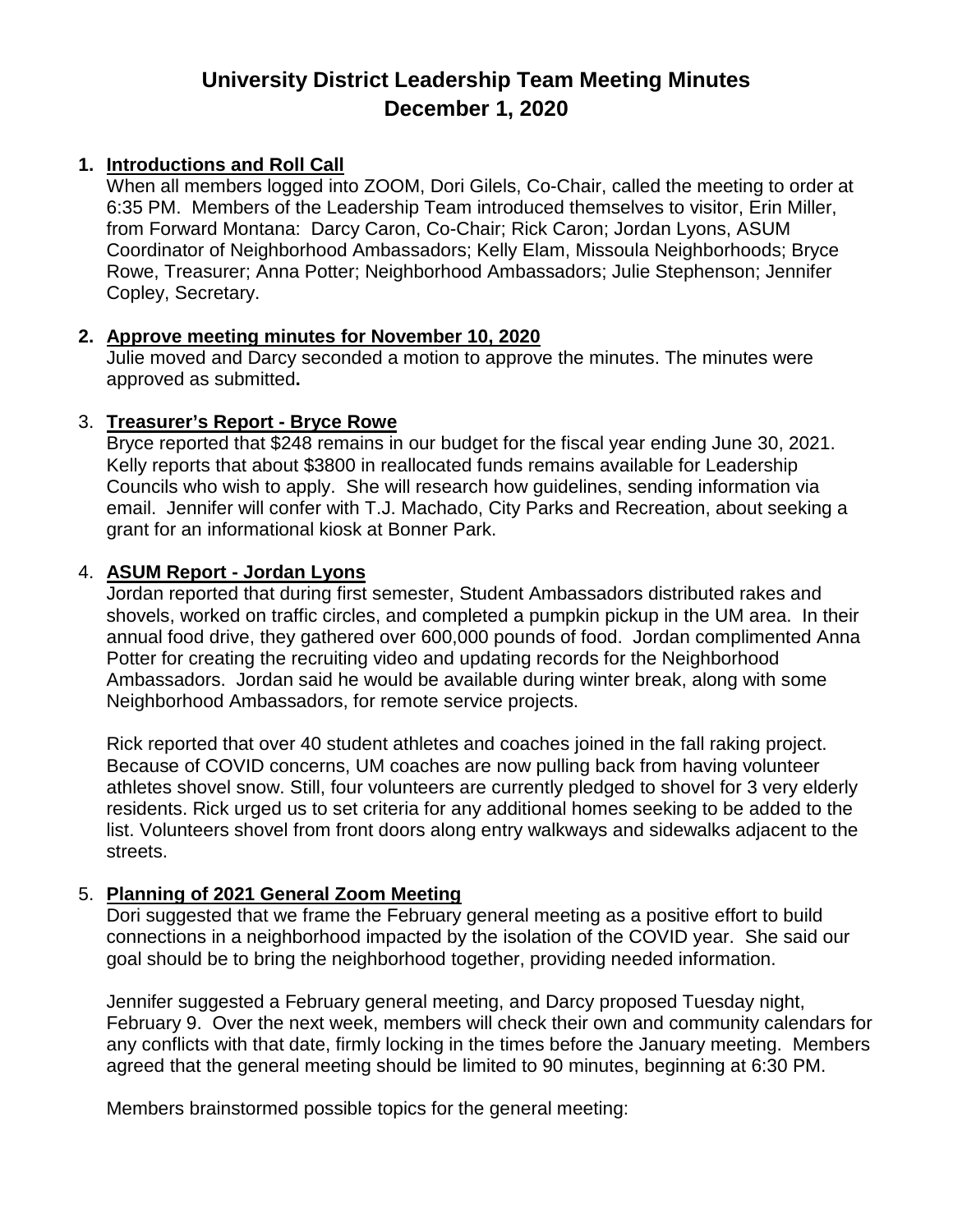# University District Leadership Team Meeting Minutes
# December 1, 2020

1. **Introductions and Roll Call**

   When all members logged into ZOOM, Dori Gilels, Co-Chair, called the meeting to order at 6:35 PM. Members of the Leadership Team introduced themselves to visitor, Erin Miller, from Forward Montana: Darcy Caron, Co-Chair; Rick Caron; Jordan Lyons, ASUM Coordinator of Neighborhood Ambassadors; Kelly Elam, Missoula Neighborhoods; Bryce Rowe, Treasurer; Anna Potter; Neighborhood Ambassadors; Julie Stephenson; Jennifer Copley, Secretary.

2. **Approve meeting minutes for November 10, 2020**

   Julie moved and Darcy seconded a motion to approve the minutes. The minutes were approved as submitted**.**

3. **Treasurer's Report - Bryce Rowe**

   Bryce reported that $248 remains in our budget for the fiscal year ending June 30, 2021. Kelly reports that about $3800 in reallocated funds remains available for Leadership Councils who wish to apply. She will research how guidelines, sending information via email. Jennifer will confer with T.J. Machado, City Parks and Recreation, about seeking a grant for an informational kiosk at Bonner Park.

4. **ASUM Report - Jordan Lyons**

   Jordan reported that during first semester, Student Ambassadors distributed rakes and shovels, worked on traffic circles, and completed a pumpkin pickup in the UM area. In their annual food drive, they gathered over 600,000 pounds of food. Jordan complimented Anna Potter for creating the recruiting video and updating records for the Neighborhood Ambassadors. Jordan said he would be available during winter break, along with some Neighborhood Ambassadors, for remote service projects.

   Rick reported that over 40 student athletes and coaches joined in the fall raking project. Because of COVID concerns, UM coaches are now pulling back from having volunteer athletes shovel snow. Still, four volunteers are currently pledged to shovel for 3 very elderly residents. Rick urged us to set criteria for any additional homes seeking to be added to the list. Volunteers shovel from front doors along entry walkways and sidewalks adjacent to the streets.

5. **Planning of 2021 General Zoom Meeting**

   Dori suggested that we frame the February general meeting as a positive effort to build connections in a neighborhood impacted by the isolation of the COVID year. She said our goal should be to bring the neighborhood together, providing needed information.

   Jennifer suggested a February general meeting, and Darcy proposed Tuesday night, February 9. Over the next week, members will check their own and community calendars for any conflicts with that date, firmly locking in the times before the January meeting. Members agreed that the general meeting should be limited to 90 minutes, beginning at 6:30 PM.

   Members brainstormed possible topics for the general meeting: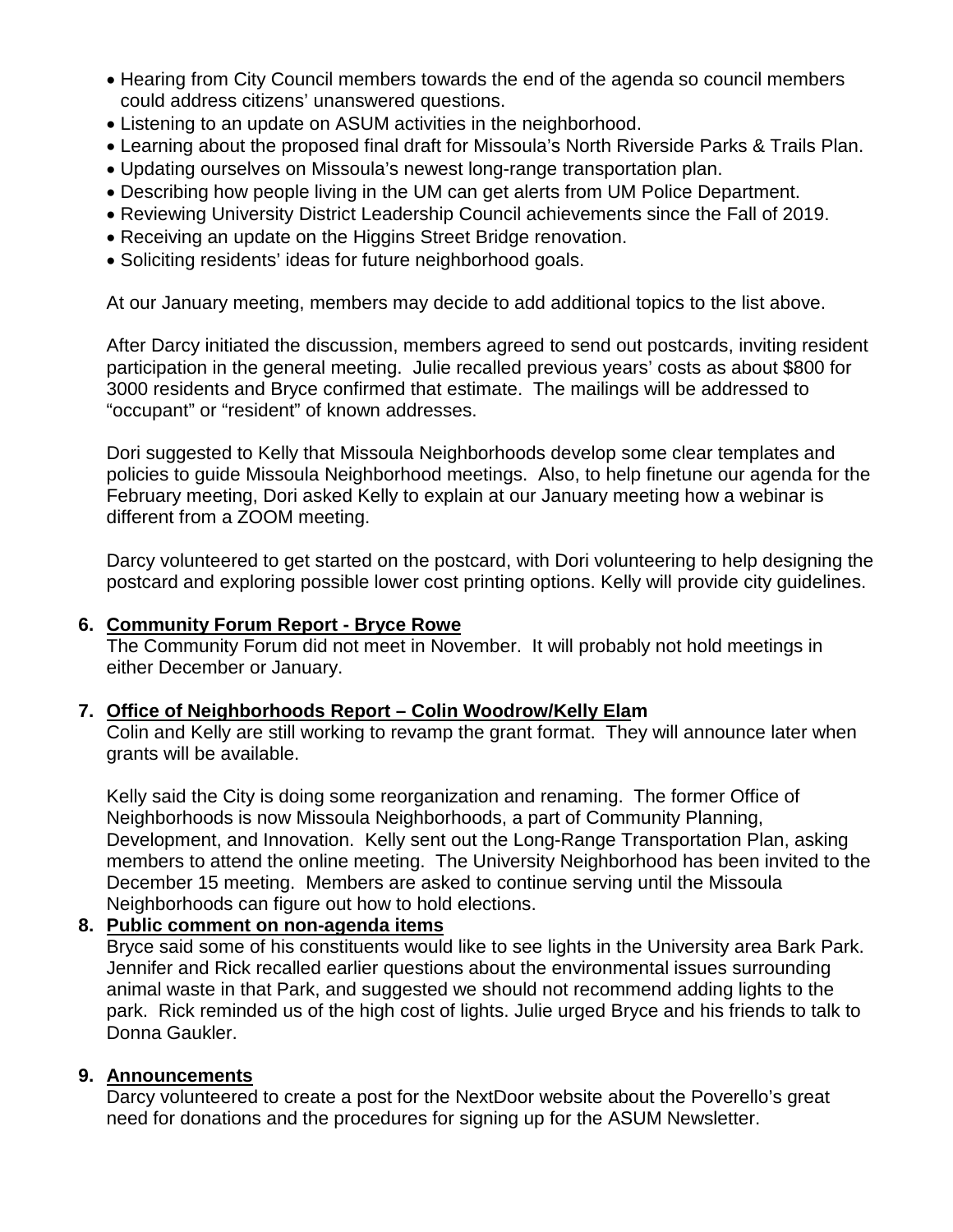- Hearing from City Council members towards the end of the agenda so council members could address citizens' unanswered questions.
- Listening to an update on ASUM activities in the neighborhood.
- Learning about the proposed final draft for Missoula's North Riverside Parks & Trails Plan.
- Updating ourselves on Missoula's newest long-range transportation plan.
- Describing how people living in the UM can get alerts from UM Police Department.
- Reviewing University District Leadership Council achievements since the Fall of 2019.
- Receiving an update on the Higgins Street Bridge renovation.
- Soliciting residents' ideas for future neighborhood goals.

At our January meeting, members may decide to add additional topics to the list above.

After Darcy initiated the discussion, members agreed to send out postcards, inviting resident participation in the general meeting. Julie recalled previous years' costs as about $800 for 3000 residents and Bryce confirmed that estimate. The mailings will be addressed to "occupant" or "resident" of known addresses.

Dori suggested to Kelly that Missoula Neighborhoods develop some clear templates and policies to guide Missoula Neighborhood meetings. Also, to help finetune our agenda for the February meeting, Dori asked Kelly to explain at our January meeting how a webinar is different from a ZOOM meeting.

Darcy volunteered to get started on the postcard, with Dori volunteering to help designing the postcard and exploring possible lower cost printing options. Kelly will provide city guidelines.

6. **Community Forum Report - Bryce Rowe**

   The Community Forum did not meet in November. It will probably not hold meetings in either December or January.

7. **Office of Neighborhoods Report – Colin Woodrow/Kelly Elam**

   Colin and Kelly are still working to revamp the grant format. They will announce later when grants will be available.

   Kelly said the City is doing some reorganization and renaming. The former Office of Neighborhoods is now Missoula Neighborhoods, a part of Community Planning, Development, and Innovation. Kelly sent out the Long-Range Transportation Plan, asking members to attend the online meeting. The University Neighborhood has been invited to the December 15 meeting. Members are asked to continue serving until the Missoula Neighborhoods can figure out how to hold elections.

8. **Public comment on non-agenda items**

   Bryce said some of his constituents would like to see lights in the University area Bark Park. Jennifer and Rick recalled earlier questions about the environmental issues surrounding animal waste in that Park, and suggested we should not recommend adding lights to the park. Rick reminded us of the high cost of lights. Julie urged Bryce and his friends to talk to Donna Gaukler.

9. **Announcements**

   Darcy volunteered to create a post for the NextDoor website about the Poverello's great need for donations and the procedures for signing up for the ASUM Newsletter.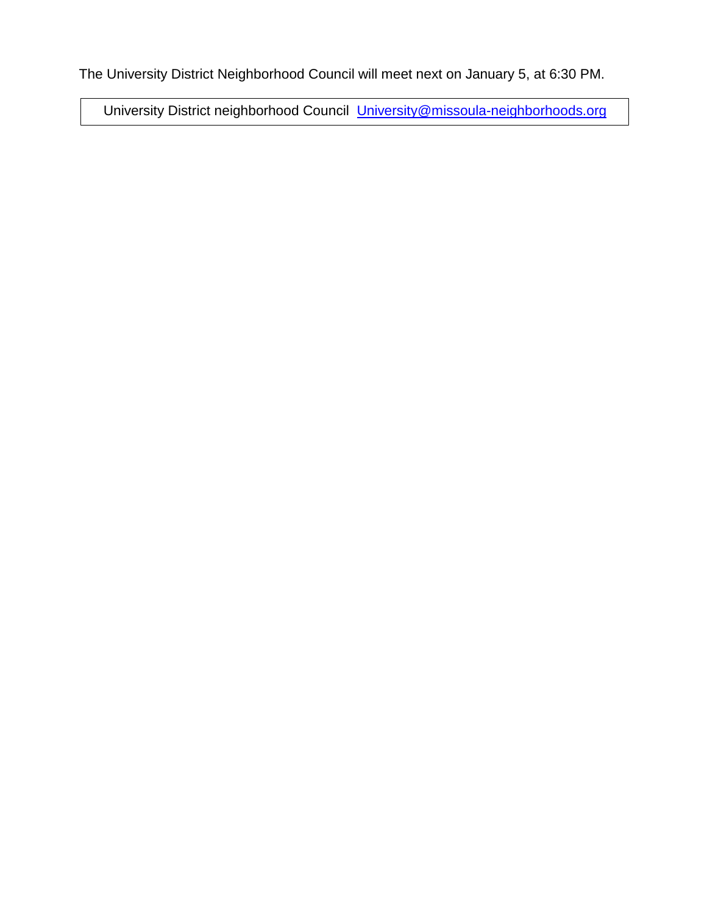The University District Neighborhood Council will meet next on January 5, at 6:30 PM.

| |
|---|
| University District neighborhood Council  University@missoula-neighborhoods.org |